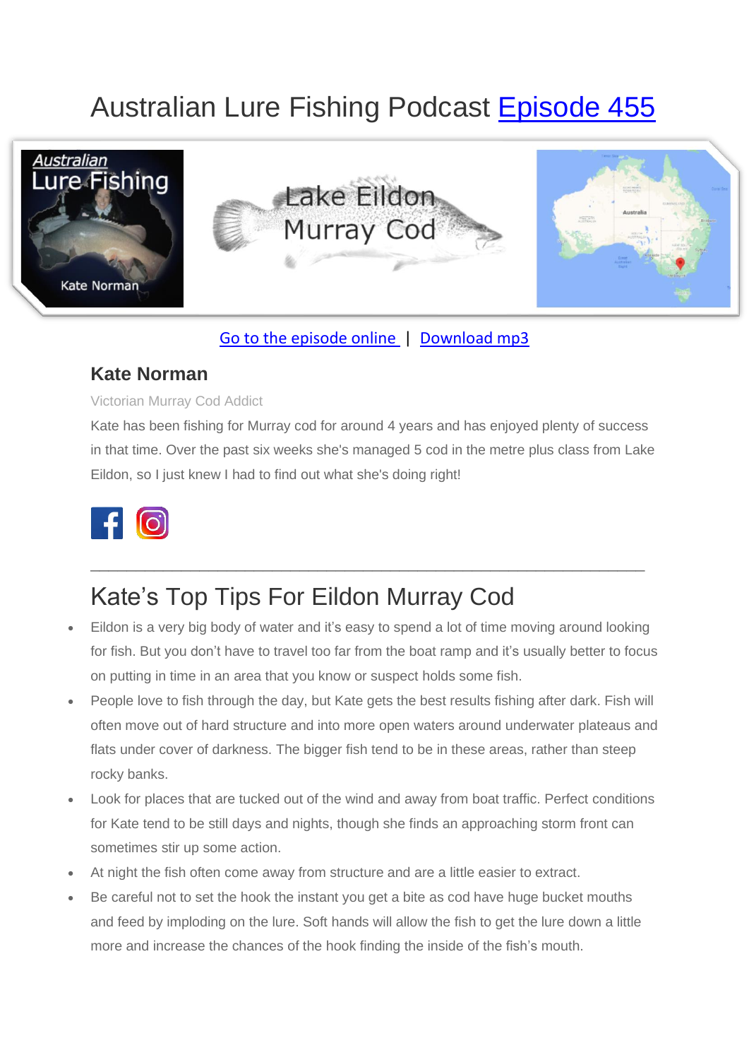# Australian Lure Fishing Podcast Episode 455

Go to the episode online | Download mp3

### Kate Norman

Victorian Murray Cod Addict

Kate has been fishing for Murray cod for around 4 years and has enjoyed plenty of success in that time. Over the past six weeks she's managed 5 cod in the metre plus class from Lake Eildon, so I just knew I had to find out what she's doing right!

---

## Kate's Top Tips For Eildon Murray Cod

- Eildon is a very big body of water and it's easy to spend a lot of time moving around looking for fish. But you don't have to travel too far from the boat ramp and it's usually better to focus on putting in time in an area that you know or suspect holds some fish.
- People love to fish through the day, but Kate gets the best results fishing after dark. Fish will often move out of hard structure and into more open waters around underwater plateaus and flats under cover of darkness. The bigger fish tend to be in these areas, rather than steep rocky banks.
- Look for places that are tucked out of the wind and away from boat traffic. Perfect conditions for Kate tend to be still days and nights, though she finds an approaching storm front can sometimes stir up some action.
- At night the fish often come away from structure and are a little easier to extract.
- Be careful not to set the hook the instant you get a bite as cod have huge bucket mouths and feed by imploding on the lure. Soft hands will allow the fish to get the lure down a little more and increase the chances of the hook finding the inside of the fish's mouth.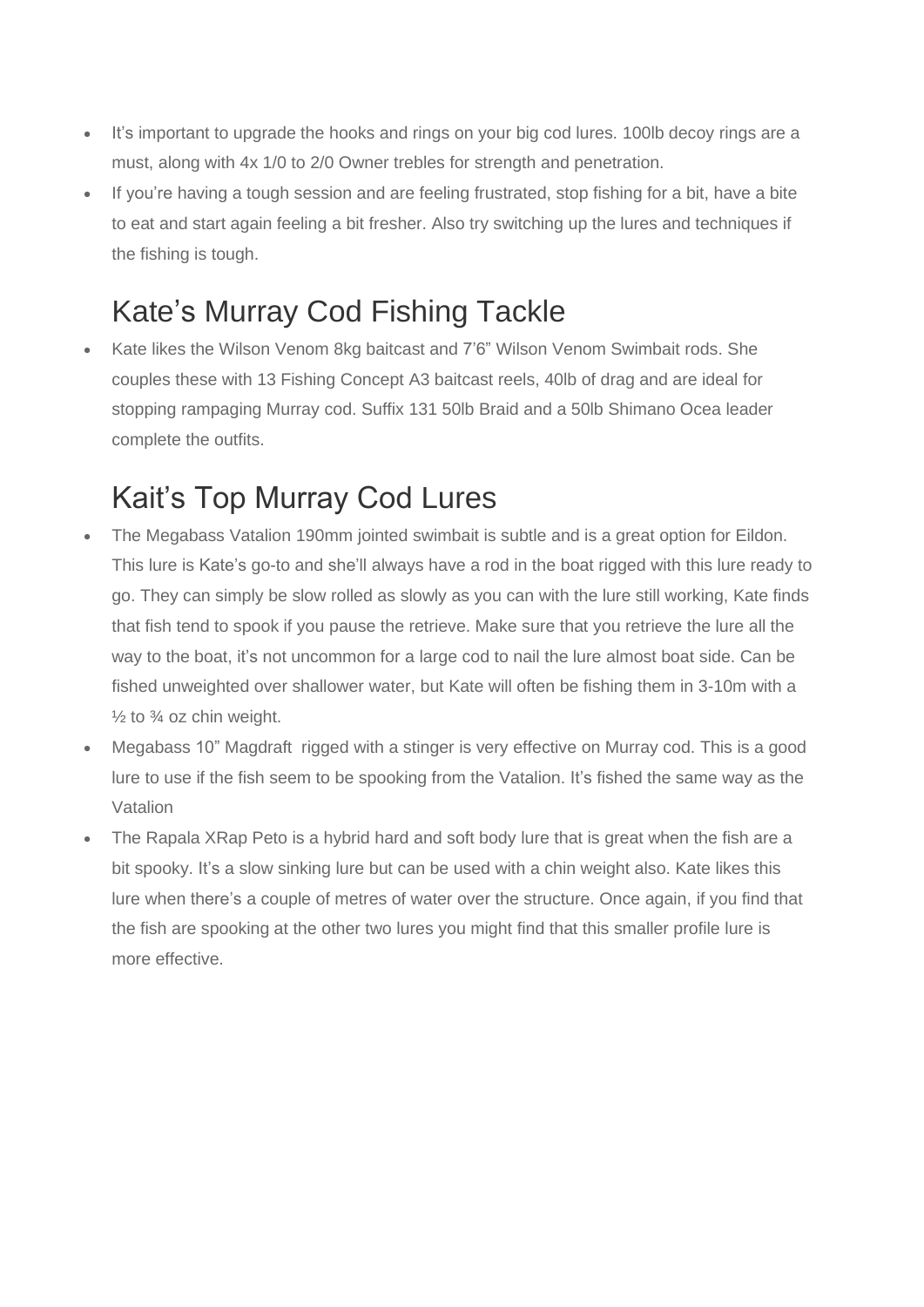- It's important to upgrade the hooks and rings on your big cod lures. 100lb decoy rings are a must, along with 4x 1/0 to 2/0 Owner trebles for strength and penetration.
- If you're having a tough session and are feeling frustrated, stop fishing for a bit, have a bite to eat and start again feeling a bit fresher. Also try switching up the lures and techniques if the fishing is tough.

## Kate's Murray Cod Fishing Tackle

- Kate likes the Wilson Venom 8kg baitcast and 7'6" Wilson Venom Swimbait rods. She couples these with 13 Fishing Concept A3 baitcast reels, 40lb of drag and are ideal for stopping rampaging Murray cod. Suffix 131 50lb Braid and a 50lb Shimano Ocea leader complete the outfits.

## Kait's Top Murray Cod Lures

- The Megabass Vatalion 190mm jointed swimbait is subtle and is a great option for Eildon. This lure is Kate's go-to and she'll always have a rod in the boat rigged with this lure ready to go. They can simply be slow rolled as slowly as you can with the lure still working, Kate finds that fish tend to spook if you pause the retrieve. Make sure that you retrieve the lure all the way to the boat, it's not uncommon for a large cod to nail the lure almost boat side. Can be fished unweighted over shallower water, but Kate will often be fishing them in 3-10m with a ½ to ¾ oz chin weight.
- Megabass 10" Magdraft rigged with a stinger is very effective on Murray cod. This is a good lure to use if the fish seem to be spooking from the Vatalion. It's fished the same way as the Vatalion
- The Rapala XRap Peto is a hybrid hard and soft body lure that is great when the fish are a bit spooky. It's a slow sinking lure but can be used with a chin weight also. Kate likes this lure when there's a couple of metres of water over the structure. Once again, if you find that the fish are spooking at the other two lures you might find that this smaller profile lure is more effective.